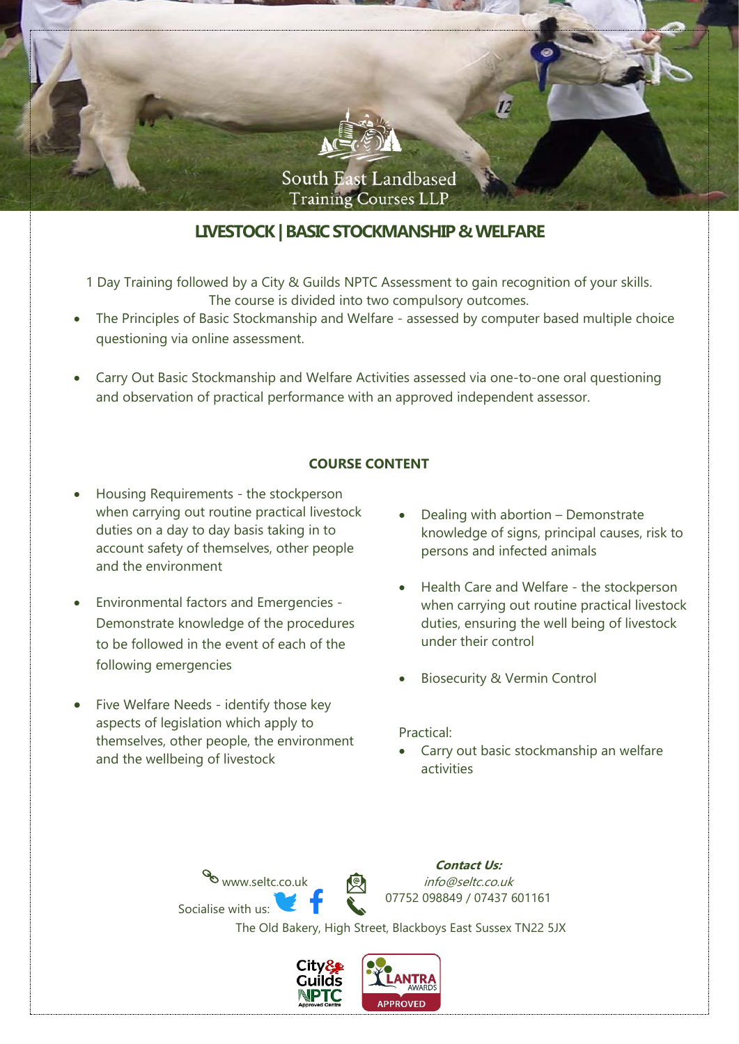South East Landbased
Training Courses LLP

# LIVESTOCK | BASIC STOCKMANSHIP & WELFARE

1 Day Training followed by a City & Guilds NPTC Assessment to gain recognition of your skills.
The course is divided into two compulsory outcomes.

- The Principles of Basic Stockmanship and Welfare - assessed by computer based multiple choice questioning via online assessment.
- Carry Out Basic Stockmanship and Welfare Activities assessed via one-to-one oral questioning and observation of practical performance with an approved independent assessor.

## COURSE CONTENT

- Housing Requirements - the stockperson when carrying out routine practical livestock duties on a day to day basis taking in to account safety of themselves, other people and the environment
- Environmental factors and Emergencies - Demonstrate knowledge of the procedures to be followed in the event of each of the following emergencies
- Five Welfare Needs - identify those key aspects of legislation which apply to themselves, other people, the environment and the wellbeing of livestock
- Dealing with abortion – Demonstrate knowledge of signs, principal causes, risk to persons and infected animals
- Health Care and Welfare - the stockperson when carrying out routine practical livestock duties, ensuring the well being of livestock under their control
- Biosecurity & Vermin Control

Practical:

- Carry out basic stockmanship an welfare activities

***Contact Us:***

www.seltc.co.uk

*info@seltc.co.uk*

07752 098849 / 07437 601161

Socialise with us:

The Old Bakery, High Street, Blackboys East Sussex TN22 5JX

City & Guilds NPTC Approved Centre

LANTRA AWARDS APPROVED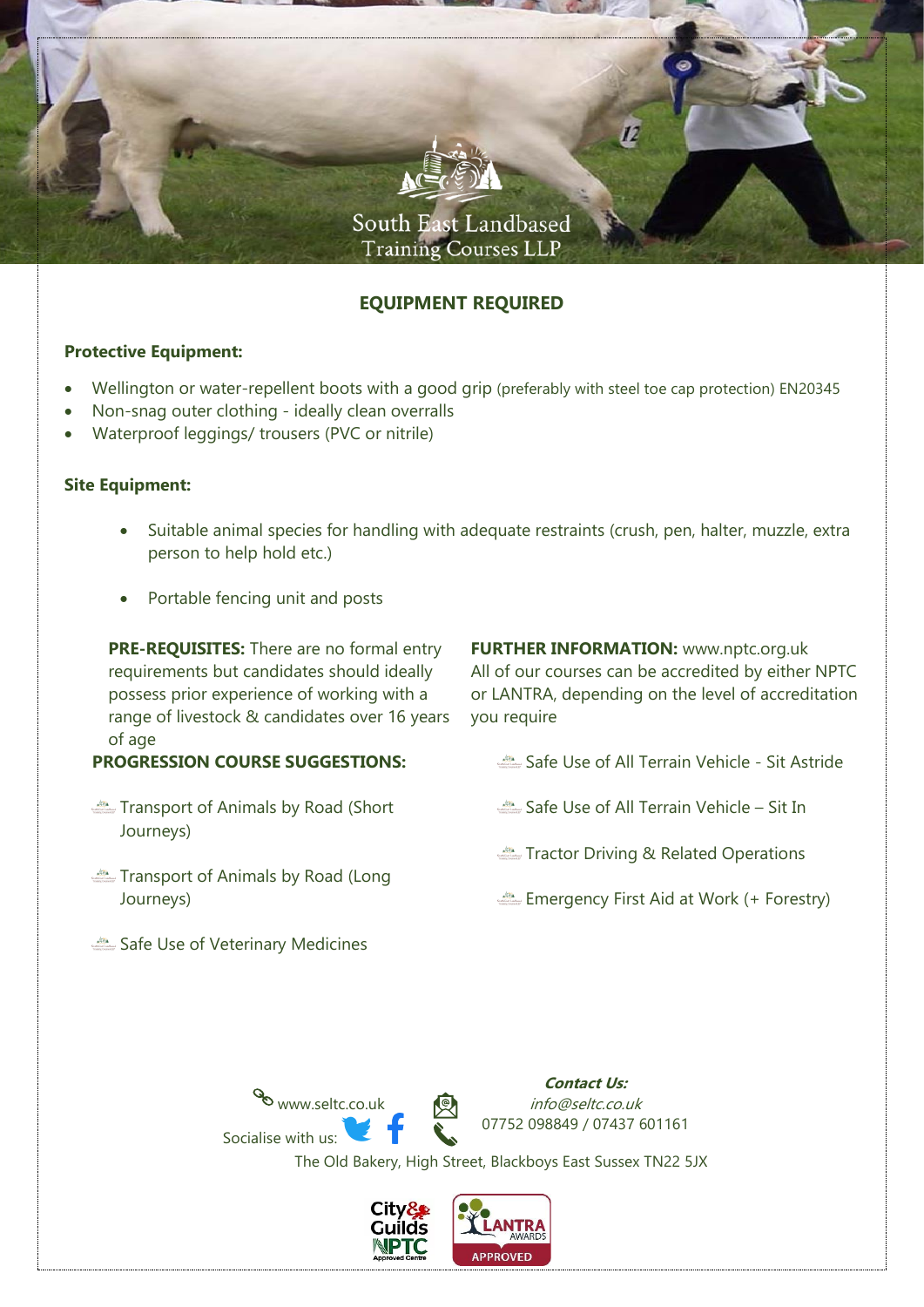South East Landbased Training Courses LLP

## EQUIPMENT REQUIRED

**Protective Equipment:**

- Wellington or water-repellent boots with a good grip (preferably with steel toe cap protection) EN20345
- Non-snag outer clothing - ideally clean overalls
- Waterproof leggings/ trousers (PVC or nitrile)

**Site Equipment:**

- Suitable animal species for handling with adequate restraints (crush, pen, halter, muzzle, extra person to help hold etc.)
- Portable fencing unit and posts

**PRE-REQUISITES:** There are no formal entry requirements but candidates should ideally possess prior experience of working with a range of livestock & candidates over 16 years of age

**FURTHER INFORMATION:** www.nptc.org.uk
All of our courses can be accredited by either NPTC or LANTRA, depending on the level of accreditation you require

**PROGRESSION COURSE SUGGESTIONS:**

- Transport of Animals by Road (Short Journeys)
- Transport of Animals by Road (Long Journeys)
- Safe Use of Veterinary Medicines
- Safe Use of All Terrain Vehicle - Sit Astride
- Safe Use of All Terrain Vehicle – Sit In
- Tractor Driving & Related Operations
- Emergency First Aid at Work (+ Forestry)

www.seltc.co.uk

Socialise with us:

***Contact Us:***
*info@seltc.co.uk*
07752 098849 / 07437 601161

The Old Bakery, High Street, Blackboys East Sussex TN22 5JX

City & Guilds NPTC Approved Centre

LANTRA AWARDS APPROVED